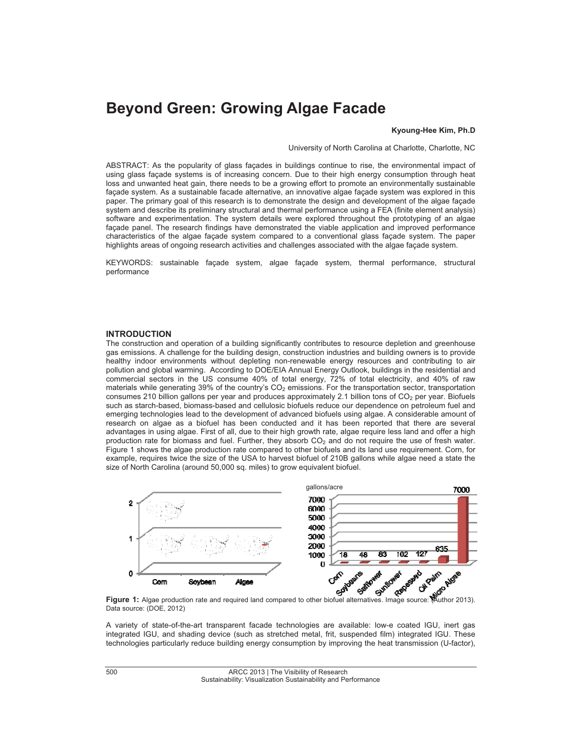# Beyond Green: Growing Algae Facade

**Kyoung-Hee Kim, Ph.D**

University of North Carolina at Charlotte, Charlotte, NC

ABSTRACT: As the popularity of glass façades in buildings continue to rise, the environmental impact of using glass façade systems is of increasing concern. Due to their high energy consumption through heat loss and unwanted heat gain, there needs to be a growing effort to promote an environmentally sustainable façade system. As a sustainable facade alternative, an innovative algae façade system was explored in this paper. The primary goal of this research is to demonstrate the design and development of the algae façade system and describe its preliminary structural and thermal performance using a FEA (finite element analysis) software and experimentation. The system details were explored throughout the prototyping of an algae façade panel. The research findings have demonstrated the viable application and improved performance characteristics of the algae façade system compared to a conventional glass façade system. The paper highlights areas of ongoing research activities and challenges associated with the algae façade system.

KEYWORDS: sustainable façade system, algae façade system, thermal performance, structural performance

## INTRODUCTION

The construction and operation of a building significantly contributes to resource depletion and greenhouse gas emissions. A challenge for the building design, construction industries and building owners is to provide healthy indoor environments without depleting non-renewable energy resources and contributing to air pollution and global warming. According to DOE/EIA Annual Energy Outlook, buildings in the residential and commercial sectors in the US consume 40% of total energy, 72% of total electricity, and 40% of raw materials while generating 39% of the country's $CO_2$ emissions. For the transportation sector, transportation consumes 210 billion gallons per year and produces approximately 2.1 billion tons of $CO_2$ per year. Biofuels such as starch-based, biomass-based and cellulosic biofuels reduce our dependence on petroleum fuel and emerging technologies lead to the development of advanced biofuels using algae. A considerable amount of research on algae as a biofuel has been conducted and it has been reported that there are several advantages in using algae. First of all, due to their high growth rate, algae require less land and offer a high production rate for biomass and fuel. Further, they absorb $CO_2$ and do not require the use of fresh water. Figure 1 shows the algae production rate compared to other biofuels and its land use requirement. Corn, for example, requires twice the size of the USA to harvest biofuel of 210B gallons while algae need a state the size of North Carolina (around 50,000 sq. miles) to grow equivalent biofuel.

**Figure 1:** Algae production rate and required land compared to other biofuel alternatives. Image source: (Author 2013). Data source: (DOE, 2012)

A variety of state-of-the-art transparent facade technologies are available: low-e coated IGU, inert gas integrated IGU, and shading device (such as stretched metal, frit, suspended film) integrated IGU. These technologies particularly reduce building energy consumption by improving the heat transmission (U-factor),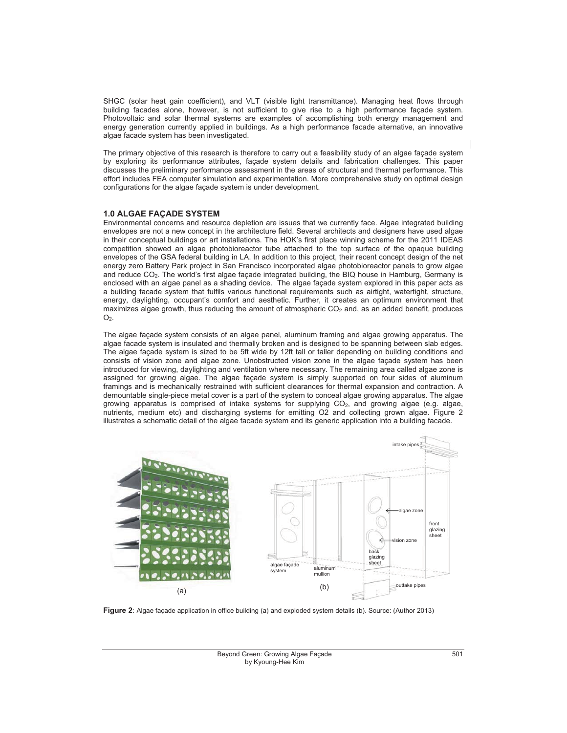SHGC (solar heat gain coefficient), and VLT (visible light transmittance). Managing heat flows through building facades alone, however, is not sufficient to give rise to a high performance façade system. Photovoltaic and solar thermal systems are examples of accomplishing both energy management and energy generation currently applied in buildings. As a high performance facade alternative, an innovative algae facade system has been investigated.

The primary objective of this research is therefore to carry out a feasibility study of an algae façade system by exploring its performance attributes, façade system details and fabrication challenges. This paper discusses the preliminary performance assessment in the areas of structural and thermal performance. This effort includes FEA computer simulation and experimentation. More comprehensive study on optimal design configurations for the algae façade system is under development.

## 1.0 ALGAE FAÇADE SYSTEM

Environmental concerns and resource depletion are issues that we currently face. Algae integrated building envelopes are not a new concept in the architecture field. Several architects and designers have used algae in their conceptual buildings or art installations. The HOK's first place winning scheme for the 2011 IDEAS competition showed an algae photobioreactor tube attached to the top surface of the opaque building envelopes of the GSA federal building in LA. In addition to this project, their recent concept design of the net energy zero Battery Park project in San Francisco incorporated algae photobioreactor panels to grow algae and reduce $CO_2$. The world's first algae façade integrated building, the BIQ house in Hamburg, Germany is enclosed with an algae panel as a shading device. The algae façade system explored in this paper acts as a building facade system that fulfils various functional requirements such as airtight, watertight, structure, energy, daylighting, occupant's comfort and aesthetic. Further, it creates an optimum environment that maximizes algae growth, thus reducing the amount of atmospheric $CO_2$ and, as an added benefit, produces $O_2$.

The algae façade system consists of an algae panel, aluminum framing and algae growing apparatus. The algae facade system is insulated and thermally broken and is designed to be spanning between slab edges. The algae façade system is sized to be 5ft wide by 12ft tall or taller depending on building conditions and consists of vision zone and algae zone. Unobstructed vision zone in the algae façade system has been introduced for viewing, daylighting and ventilation where necessary. The remaining area called algae zone is assigned for growing algae. The algae façade system is simply supported on four sides of aluminum framings and is mechanically restrained with sufficient clearances for thermal expansion and contraction. A demountable single-piece metal cover is a part of the system to conceal algae growing apparatus. The algae growing apparatus is comprised of intake systems for supplying $CO_2$, and growing algae (e.g. algae, nutrients, medium etc) and discharging systems for emitting O2 and collecting grown algae. Figure 2 illustrates a schematic detail of the algae facade system and its generic application into a building facade.

**Figure 2**: Algae façade application in office building (a) and exploded system details (b). Source: (Author 2013)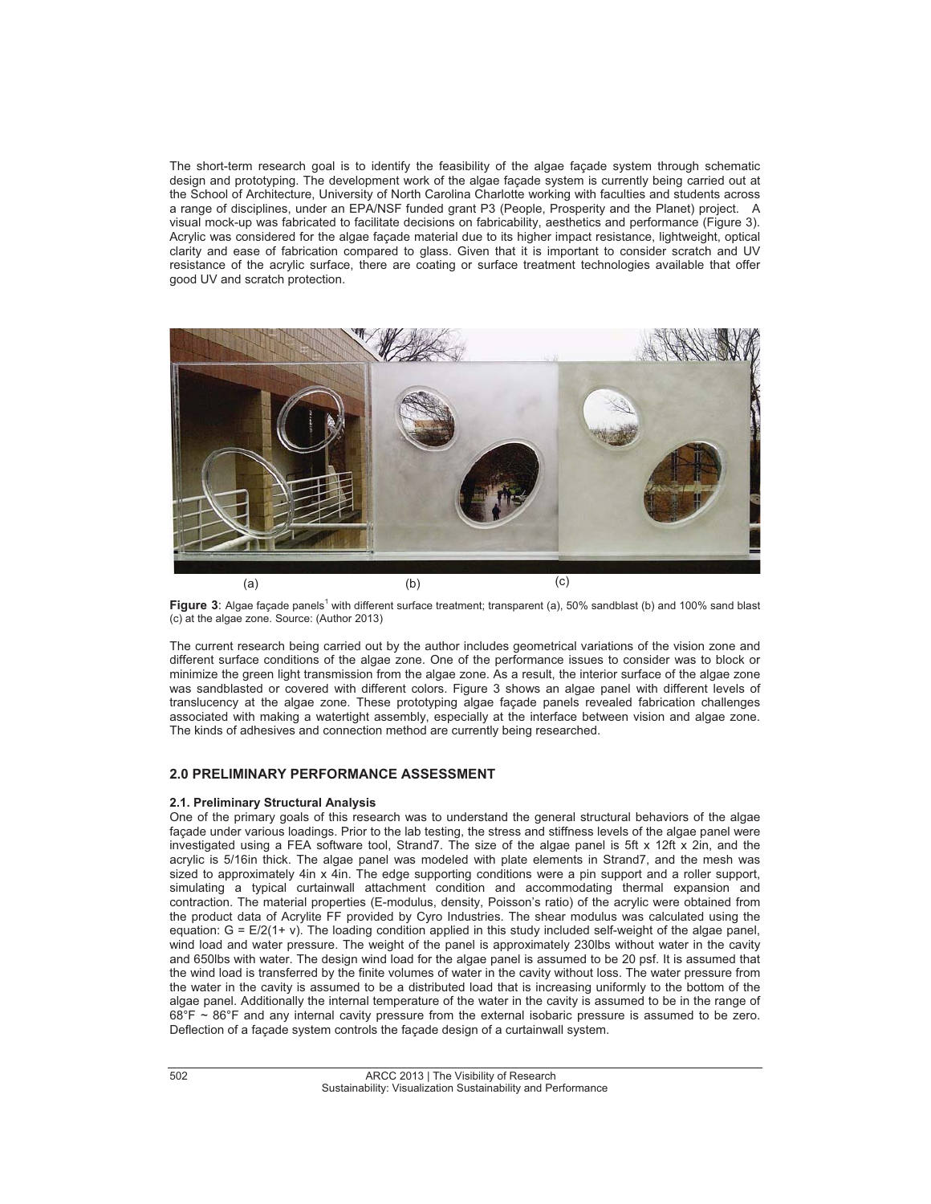The short-term research goal is to identify the feasibility of the algae façade system through schematic design and prototyping. The development work of the algae façade system is currently being carried out at the School of Architecture, University of North Carolina Charlotte working with faculties and students across a range of disciplines, under an EPA/NSF funded grant P3 (People, Prosperity and the Planet) project. A visual mock-up was fabricated to facilitate decisions on fabricability, aesthetics and performance (Figure 3). Acrylic was considered for the algae façade material due to its higher impact resistance, lightweight, optical clarity and ease of fabrication compared to glass. Given that it is important to consider scratch and UV resistance of the acrylic surface, there are coating or surface treatment technologies available that offer good UV and scratch protection.

**Figure 3**: Algae façade panels[1] with different surface treatment; transparent (a), 50% sandblast (b) and 100% sand blast (c) at the algae zone. Source: (Author 2013)

The current research being carried out by the author includes geometrical variations of the vision zone and different surface conditions of the algae zone. One of the performance issues to consider was to block or minimize the green light transmission from the algae zone. As a result, the interior surface of the algae zone was sandblasted or covered with different colors. Figure 3 shows an algae panel with different levels of translucency at the algae zone. These prototyping algae façade panels revealed fabrication challenges associated with making a watertight assembly, especially at the interface between vision and algae zone. The kinds of adhesives and connection method are currently being researched.

## 2.0 PRELIMINARY PERFORMANCE ASSESSMENT

### 2.1. Preliminary Structural Analysis

One of the primary goals of this research was to understand the general structural behaviors of the algae façade under various loadings. Prior to the lab testing, the stress and stiffness levels of the algae panel were investigated using a FEA software tool, Strand7. The size of the algae panel is 5ft x 12ft x 2in, and the acrylic is 5/16in thick. The algae panel was modeled with plate elements in Strand7, and the mesh was sized to approximately 4in x 4in. The edge supporting conditions were a pin support and a roller support, simulating a typical curtainwall attachment condition and accommodating thermal expansion and contraction. The material properties (E-modulus, density, Poisson's ratio) of the acrylic were obtained from the product data of Acrylite FF provided by Cyro Industries. The shear modulus was calculated using the equation: $G = E/2(1+ v)$. The loading condition applied in this study included self-weight of the algae panel, wind load and water pressure. The weight of the panel is approximately 230lbs without water in the cavity and 650lbs with water. The design wind load for the algae panel is assumed to be 20 psf. It is assumed that the wind load is transferred by the finite volumes of water in the cavity without loss. The water pressure from the water in the cavity is assumed to be a distributed load that is increasing uniformly to the bottom of the algae panel. Additionally the internal temperature of the water in the cavity is assumed to be in the range of 68°F ~ 86°F and any internal cavity pressure from the external isobaric pressure is assumed to be zero. Deflection of a façade system controls the façade design of a curtainwall system.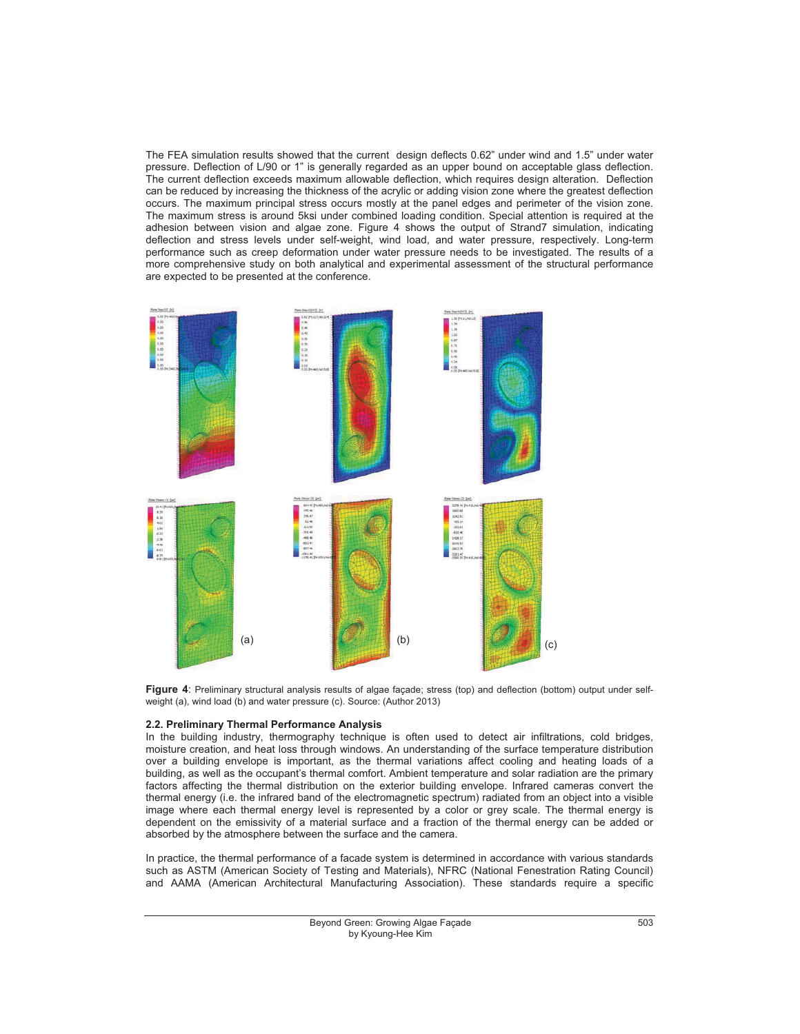The FEA simulation results showed that the current design deflects 0.62" under wind and 1.5" under water pressure. Deflection of L/90 or 1" is generally regarded as an upper bound on acceptable glass deflection. The current deflection exceeds maximum allowable deflection, which requires design alteration. Deflection can be reduced by increasing the thickness of the acrylic or adding vision zone where the greatest deflection occurs. The maximum principal stress occurs mostly at the panel edges and perimeter of the vision zone. The maximum stress is around 5ksi under combined loading condition. Special attention is required at the adhesion between vision and algae zone. Figure 4 shows the output of Strand7 simulation, indicating deflection and stress levels under self-weight, wind load, and water pressure, respectively. Long-term performance such as creep deformation under water pressure needs to be investigated. The results of a more comprehensive study on both analytical and experimental assessment of the structural performance are expected to be presented at the conference.

**Figure 4**: Preliminary structural analysis results of algae façade; stress (top) and deflection (bottom) output under self-weight (a), wind load (b) and water pressure (c). Source: (Author 2013)

### 2.2. Preliminary Thermal Performance Analysis

In the building industry, thermography technique is often used to detect air infiltrations, cold bridges, moisture creation, and heat loss through windows. An understanding of the surface temperature distribution over a building envelope is important, as the thermal variations affect cooling and heating loads of a building, as well as the occupant's thermal comfort. Ambient temperature and solar radiation are the primary factors affecting the thermal distribution on the exterior building envelope. Infrared cameras convert the thermal energy (i.e. the infrared band of the electromagnetic spectrum) radiated from an object into a visible image where each thermal energy level is represented by a color or grey scale. The thermal energy is dependent on the emissivity of a material surface and a fraction of the thermal energy can be added or absorbed by the atmosphere between the surface and the camera.

In practice, the thermal performance of a facade system is determined in accordance with various standards such as ASTM (American Society of Testing and Materials), NFRC (National Fenestration Rating Council) and AAMA (American Architectural Manufacturing Association). These standards require a specific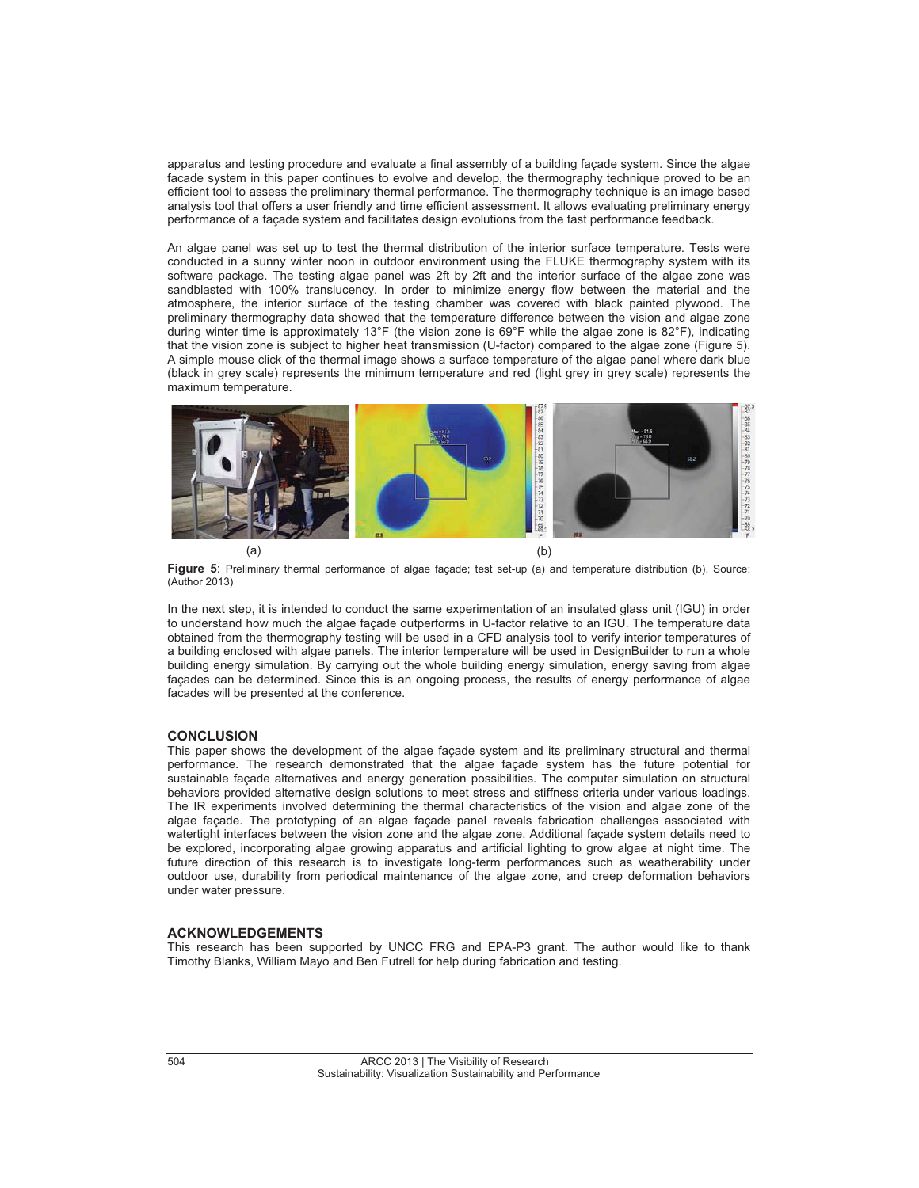apparatus and testing procedure and evaluate a final assembly of a building façade system. Since the algae facade system in this paper continues to evolve and develop, the thermography technique proved to be an efficient tool to assess the preliminary thermal performance. The thermography technique is an image based analysis tool that offers a user friendly and time efficient assessment. It allows evaluating preliminary energy performance of a façade system and facilitates design evolutions from the fast performance feedback.

An algae panel was set up to test the thermal distribution of the interior surface temperature. Tests were conducted in a sunny winter noon in outdoor environment using the FLUKE thermography system with its software package. The testing algae panel was 2ft by 2ft and the interior surface of the algae zone was sandblasted with 100% translucency. In order to minimize energy flow between the material and the atmosphere, the interior surface of the testing chamber was covered with black painted plywood. The preliminary thermography data showed that the temperature difference between the vision and algae zone during winter time is approximately 13°F (the vision zone is 69°F while the algae zone is 82°F), indicating that the vision zone is subject to higher heat transmission (U-factor) compared to the algae zone (Figure 5). A simple mouse click of the thermal image shows a surface temperature of the algae panel where dark blue (black in grey scale) represents the minimum temperature and red (light grey in grey scale) represents the maximum temperature.

(a) (b)

**Figure 5**: Preliminary thermal performance of algae façade; test set-up (a) and temperature distribution (b). Source: (Author 2013)

In the next step, it is intended to conduct the same experimentation of an insulated glass unit (IGU) in order to understand how much the algae façade outperforms in U-factor relative to an IGU. The temperature data obtained from the thermography testing will be used in a CFD analysis tool to verify interior temperatures of a building enclosed with algae panels. The interior temperature will be used in DesignBuilder to run a whole building energy simulation. By carrying out the whole building energy simulation, energy saving from algae façades can be determined. Since this is an ongoing process, the results of energy performance of algae facades will be presented at the conference.

## CONCLUSION

This paper shows the development of the algae façade system and its preliminary structural and thermal performance. The research demonstrated that the algae façade system has the future potential for sustainable façade alternatives and energy generation possibilities. The computer simulation on structural behaviors provided alternative design solutions to meet stress and stiffness criteria under various loadings. The IR experiments involved determining the thermal characteristics of the vision and algae zone of the algae façade. The prototyping of an algae façade panel reveals fabrication challenges associated with watertight interfaces between the vision zone and the algae zone. Additional façade system details need to be explored, incorporating algae growing apparatus and artificial lighting to grow algae at night time. The future direction of this research is to investigate long-term performances such as weatherability under outdoor use, durability from periodical maintenance of the algae zone, and creep deformation behaviors under water pressure.

## ACKNOWLEDGEMENTS

This research has been supported by UNCC FRG and EPA-P3 grant. The author would like to thank Timothy Blanks, William Mayo and Ben Futrell for help during fabrication and testing.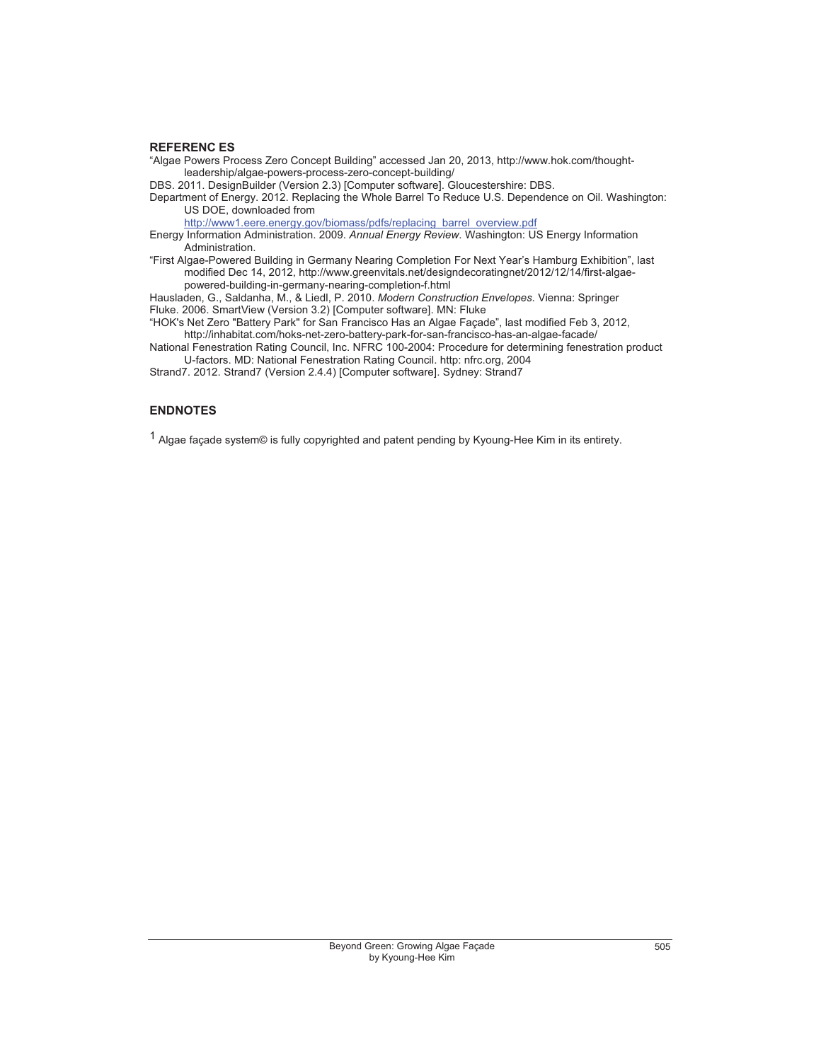## REFERENC ES

"Algae Powers Process Zero Concept Building" accessed Jan 20, 2013, http://www.hok.com/thought-leadership/algae-powers-process-zero-concept-building/

DBS. 2011. DesignBuilder (Version 2.3) [Computer software]. Gloucestershire: DBS.

Department of Energy. 2012. Replacing the Whole Barrel To Reduce U.S. Dependence on Oil. Washington: US DOE, downloaded from http://www1.eere.energy.gov/biomass/pdfs/replacing_barrel_overview.pdf

Energy Information Administration. 2009. *Annual Energy Review*. Washington: US Energy Information Administration.

"First Algae-Powered Building in Germany Nearing Completion For Next Year's Hamburg Exhibition", last modified Dec 14, 2012, http://www.greenvitals.net/designdecoratingnet/2012/12/14/first-algae-powered-building-in-germany-nearing-completion-f.html

Hausladen, G., Saldanha, M., & Liedl, P. 2010. *Modern Construction Envelopes*. Vienna: Springer

Fluke. 2006. SmartView (Version 3.2) [Computer software]. MN: Fluke

"HOK's Net Zero "Battery Park" for San Francisco Has an Algae Façade", last modified Feb 3, 2012, http://inhabitat.com/hoks-net-zero-battery-park-for-san-francisco-has-an-algae-facade/

National Fenestration Rating Council, Inc. NFRC 100-2004: Procedure for determining fenestration product U-factors. MD: National Fenestration Rating Council. http: nfrc.org, 2004

Strand7. 2012. Strand7 (Version 2.4.4) [Computer software]. Sydney: Strand7

## ENDNOTES

[1] Algae façade system© is fully copyrighted and patent pending by Kyoung-Hee Kim in its entirety.